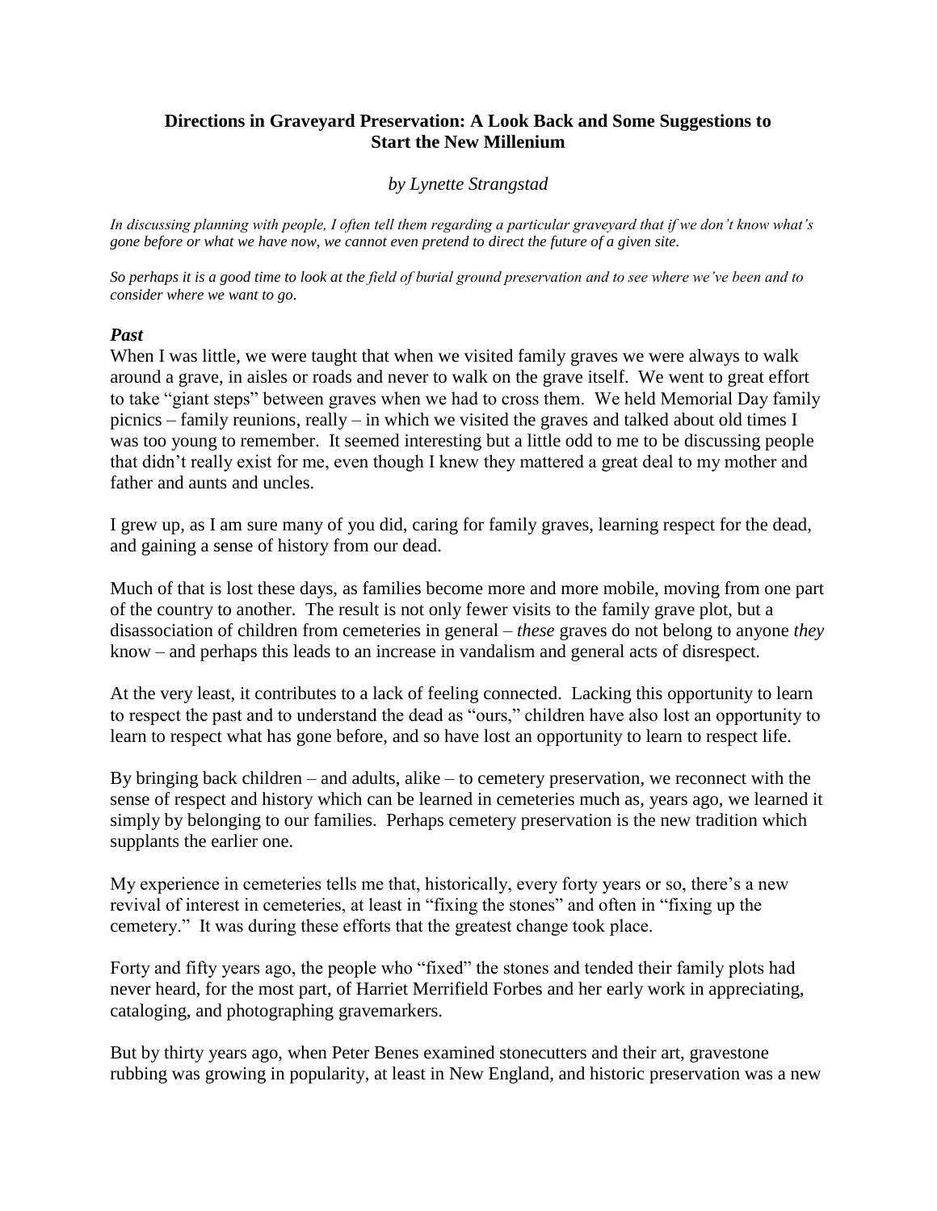# Directions in Graveyard Preservation: A Look Back and Some Suggestions to Start the New Millenium

*by Lynette Strangstad*

*In discussing planning with people, I often tell them regarding a particular graveyard that if we don't know what's gone before or what we have now, we cannot even pretend to direct the future of a given site.*

*So perhaps it is a good time to look at the field of burial ground preservation and to see where we've been and to consider where we want to go.*

## *Past*

When I was little, we were taught that when we visited family graves we were always to walk around a grave, in aisles or roads and never to walk on the grave itself. We went to great effort to take "giant steps" between graves when we had to cross them. We held Memorial Day family picnics – family reunions, really – in which we visited the graves and talked about old times I was too young to remember. It seemed interesting but a little odd to me to be discussing people that didn't really exist for me, even though I knew they mattered a great deal to my mother and father and aunts and uncles.

I grew up, as I am sure many of you did, caring for family graves, learning respect for the dead, and gaining a sense of history from our dead.

Much of that is lost these days, as families become more and more mobile, moving from one part of the country to another. The result is not only fewer visits to the family grave plot, but a disassociation of children from cemeteries in general – *these* graves do not belong to anyone *they* know – and perhaps this leads to an increase in vandalism and general acts of disrespect.

At the very least, it contributes to a lack of feeling connected. Lacking this opportunity to learn to respect the past and to understand the dead as "ours," children have also lost an opportunity to learn to respect what has gone before, and so have lost an opportunity to learn to respect life.

By bringing back children – and adults, alike – to cemetery preservation, we reconnect with the sense of respect and history which can be learned in cemeteries much as, years ago, we learned it simply by belonging to our families. Perhaps cemetery preservation is the new tradition which supplants the earlier one.

My experience in cemeteries tells me that, historically, every forty years or so, there's a new revival of interest in cemeteries, at least in "fixing the stones" and often in "fixing up the cemetery." It was during these efforts that the greatest change took place.

Forty and fifty years ago, the people who "fixed" the stones and tended their family plots had never heard, for the most part, of Harriet Merrifield Forbes and her early work in appreciating, cataloging, and photographing gravemarkers.

But by thirty years ago, when Peter Benes examined stonecutters and their art, gravestone rubbing was growing in popularity, at least in New England, and historic preservation was a new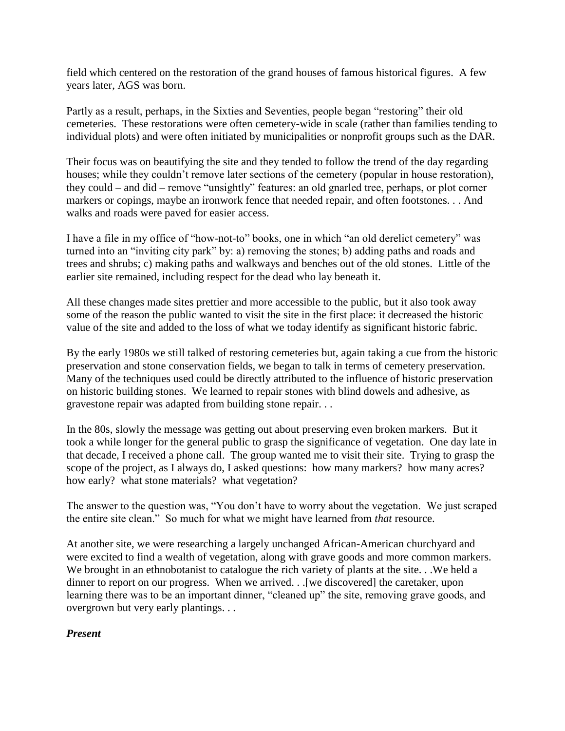field which centered on the restoration of the grand houses of famous historical figures. A few years later, AGS was born.

Partly as a result, perhaps, in the Sixties and Seventies, people began "restoring" their old cemeteries. These restorations were often cemetery-wide in scale (rather than families tending to individual plots) and were often initiated by municipalities or nonprofit groups such as the DAR.

Their focus was on beautifying the site and they tended to follow the trend of the day regarding houses; while they couldn't remove later sections of the cemetery (popular in house restoration), they could – and did – remove "unsightly" features: an old gnarled tree, perhaps, or plot corner markers or copings, maybe an ironwork fence that needed repair, and often footstones. . . And walks and roads were paved for easier access.

I have a file in my office of "how-not-to" books, one in which "an old derelict cemetery" was turned into an "inviting city park" by: a) removing the stones; b) adding paths and roads and trees and shrubs; c) making paths and walkways and benches out of the old stones. Little of the earlier site remained, including respect for the dead who lay beneath it.

All these changes made sites prettier and more accessible to the public, but it also took away some of the reason the public wanted to visit the site in the first place: it decreased the historic value of the site and added to the loss of what we today identify as significant historic fabric.

By the early 1980s we still talked of restoring cemeteries but, again taking a cue from the historic preservation and stone conservation fields, we began to talk in terms of cemetery preservation. Many of the techniques used could be directly attributed to the influence of historic preservation on historic building stones. We learned to repair stones with blind dowels and adhesive, as gravestone repair was adapted from building stone repair. . .

In the 80s, slowly the message was getting out about preserving even broken markers. But it took a while longer for the general public to grasp the significance of vegetation. One day late in that decade, I received a phone call. The group wanted me to visit their site. Trying to grasp the scope of the project, as I always do, I asked questions: how many markers? how many acres? how early? what stone materials? what vegetation?

The answer to the question was, "You don't have to worry about the vegetation. We just scraped the entire site clean." So much for what we might have learned from *that* resource.

At another site, we were researching a largely unchanged African-American churchyard and were excited to find a wealth of vegetation, along with grave goods and more common markers. We brought in an ethnobotanist to catalogue the rich variety of plants at the site. . .We held a dinner to report on our progress. When we arrived. . .[we discovered] the caretaker, upon learning there was to be an important dinner, "cleaned up" the site, removing grave goods, and overgrown but very early plantings. . .

***Present***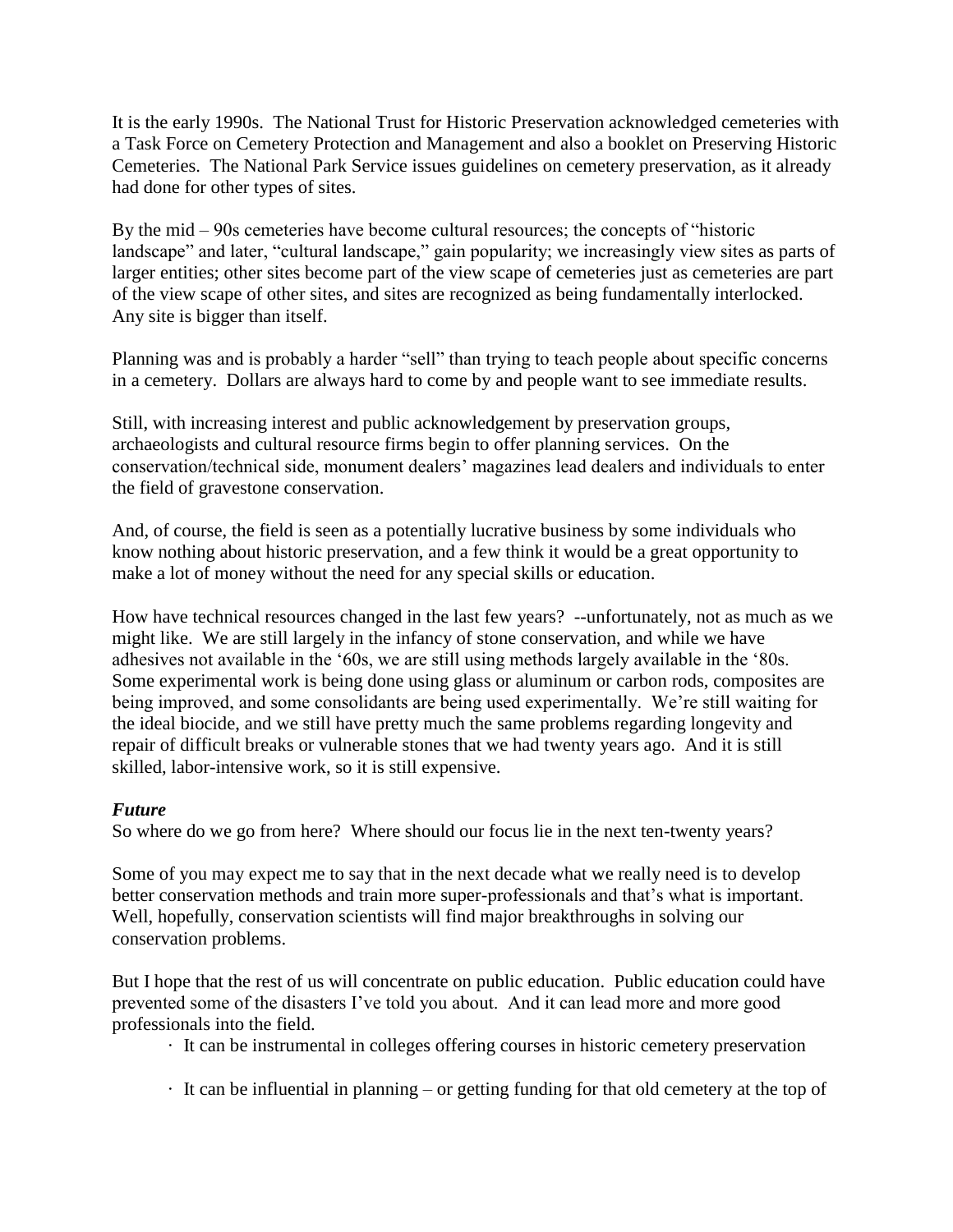It is the early 1990s. The National Trust for Historic Preservation acknowledged cemeteries with a Task Force on Cemetery Protection and Management and also a booklet on Preserving Historic Cemeteries. The National Park Service issues guidelines on cemetery preservation, as it already had done for other types of sites.

By the mid – 90s cemeteries have become cultural resources; the concepts of "historic landscape" and later, "cultural landscape," gain popularity; we increasingly view sites as parts of larger entities; other sites become part of the view scape of cemeteries just as cemeteries are part of the view scape of other sites, and sites are recognized as being fundamentally interlocked. Any site is bigger than itself.

Planning was and is probably a harder "sell" than trying to teach people about specific concerns in a cemetery. Dollars are always hard to come by and people want to see immediate results.

Still, with increasing interest and public acknowledgement by preservation groups, archaeologists and cultural resource firms begin to offer planning services. On the conservation/technical side, monument dealers' magazines lead dealers and individuals to enter the field of gravestone conservation.

And, of course, the field is seen as a potentially lucrative business by some individuals who know nothing about historic preservation, and a few think it would be a great opportunity to make a lot of money without the need for any special skills or education.

How have technical resources changed in the last few years? --unfortunately, not as much as we might like. We are still largely in the infancy of stone conservation, and while we have adhesives not available in the '60s, we are still using methods largely available in the '80s. Some experimental work is being done using glass or aluminum or carbon rods, composites are being improved, and some consolidants are being used experimentally. We're still waiting for the ideal biocide, and we still have pretty much the same problems regarding longevity and repair of difficult breaks or vulnerable stones that we had twenty years ago. And it is still skilled, labor-intensive work, so it is still expensive.

***Future***

So where do we go from here? Where should our focus lie in the next ten-twenty years?

Some of you may expect me to say that in the next decade what we really need is to develop better conservation methods and train more super-professionals and that's what is important. Well, hopefully, conservation scientists will find major breakthroughs in solving our conservation problems.

But I hope that the rest of us will concentrate on public education. Public education could have prevented some of the disasters I've told you about. And it can lead more and more good professionals into the field.

- It can be instrumental in colleges offering courses in historic cemetery preservation
- It can be influential in planning – or getting funding for that old cemetery at the top of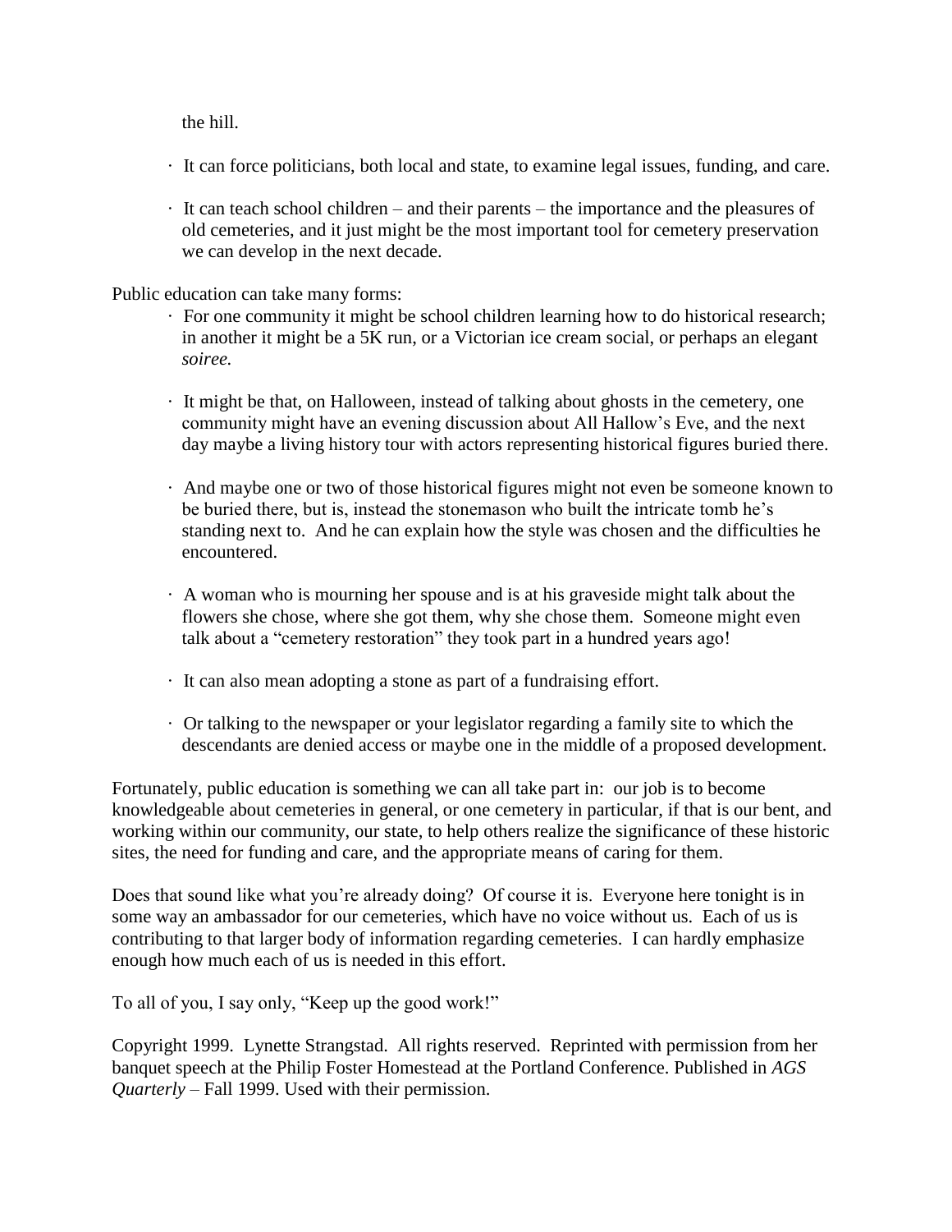the hill.

- It can force politicians, both local and state, to examine legal issues, funding, and care.

- It can teach school children – and their parents – the importance and the pleasures of old cemeteries, and it just might be the most important tool for cemetery preservation we can develop in the next decade.

Public education can take many forms:

- For one community it might be school children learning how to do historical research; in another it might be a 5K run, or a Victorian ice cream social, or perhaps an elegant *soiree.*

- It might be that, on Halloween, instead of talking about ghosts in the cemetery, one community might have an evening discussion about All Hallow's Eve, and the next day maybe a living history tour with actors representing historical figures buried there.

- And maybe one or two of those historical figures might not even be someone known to be buried there, but is, instead the stonemason who built the intricate tomb he's standing next to. And he can explain how the style was chosen and the difficulties he encountered.

- A woman who is mourning her spouse and is at his graveside might talk about the flowers she chose, where she got them, why she chose them. Someone might even talk about a "cemetery restoration" they took part in a hundred years ago!

- It can also mean adopting a stone as part of a fundraising effort.

- Or talking to the newspaper or your legislator regarding a family site to which the descendants are denied access or maybe one in the middle of a proposed development.

Fortunately, public education is something we can all take part in: our job is to become knowledgeable about cemeteries in general, or one cemetery in particular, if that is our bent, and working within our community, our state, to help others realize the significance of these historic sites, the need for funding and care, and the appropriate means of caring for them.

Does that sound like what you're already doing? Of course it is. Everyone here tonight is in some way an ambassador for our cemeteries, which have no voice without us. Each of us is contributing to that larger body of information regarding cemeteries. I can hardly emphasize enough how much each of us is needed in this effort.

To all of you, I say only, "Keep up the good work!"

Copyright 1999. Lynette Strangstad. All rights reserved. Reprinted with permission from her banquet speech at the Philip Foster Homestead at the Portland Conference. Published in *AGS Quarterly* – Fall 1999. Used with their permission.